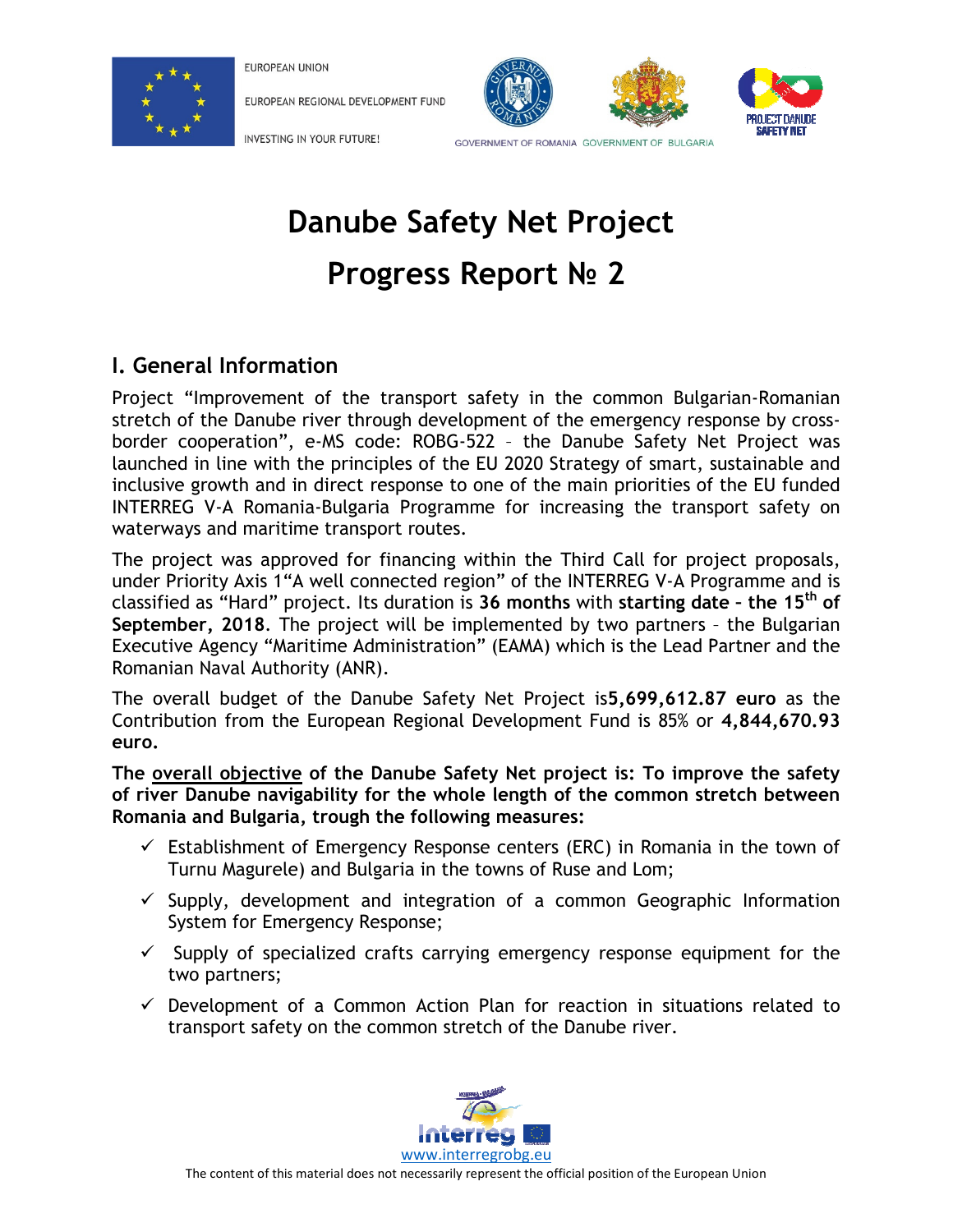# Danube Safety Net Project

# Progress Report № 2

## I. General Information

Project "Improvement of the transport safety in the common Bulgarian-Romanian stretch of the Danube river through development of the emergency response by cross-border cooperation", e-MS code: ROBG-522 – the Danube Safety Net Project was launched in line with the principles of the EU 2020 Strategy of smart, sustainable and inclusive growth and in direct response to one of the main priorities of the EU funded INTERREG V-A Romania-Bulgaria Programme for increasing the transport safety on waterways and maritime transport routes.

The project was approved for financing within the Third Call for project proposals, under Priority Axis 1"A well connected region" of the INTERREG V-A Programme and is classified as "Hard" project. Its duration is **36 months** with **starting date – the 15th of September, 2018**. The project will be implemented by two partners – the Bulgarian Executive Agency "Maritime Administration" (EAMA) which is the Lead Partner and the Romanian Naval Authority (ANR).

The overall budget of the Danube Safety Net Project is**5,699,612.87 euro** as the Contribution from the European Regional Development Fund is 85% or **4,844,670.93 euro.**

**The overall objective of the Danube Safety Net project is: To improve the safety of river Danube navigability for the whole length of the common stretch between Romania and Bulgaria, trough the following measures:**

- ✓ Establishment of Emergency Response centers (ERC) in Romania in the town of Turnu Magurele) and Bulgaria in the towns of Ruse and Lom;
- ✓ Supply, development and integration of a common Geographic Information System for Emergency Response;
- ✓ Supply of specialized crafts carrying emergency response equipment for the two partners;
- ✓ Development of a Common Action Plan for reaction in situations related to transport safety on the common stretch of the Danube river.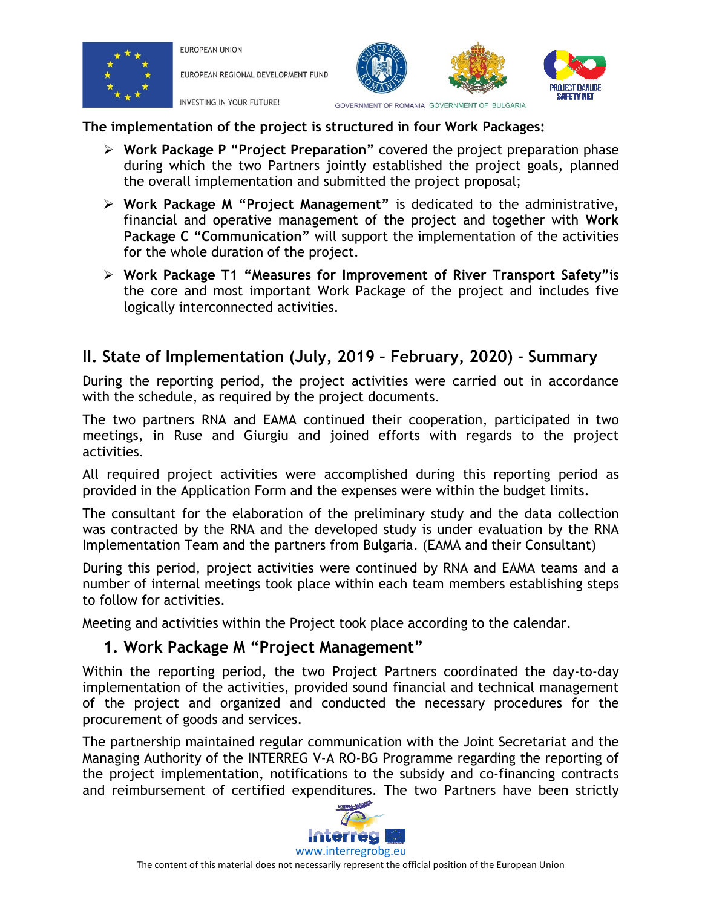**The implementation of the project is structured in four Work Packages:**

- **Work Package P "Project Preparation"** covered the project preparation phase during which the two Partners jointly established the project goals, planned the overall implementation and submitted the project proposal;
- **Work Package M "Project Management"** is dedicated to the administrative, financial and operative management of the project and together with **Work Package C "Communication"** will support the implementation of the activities for the whole duration of the project.
- **Work Package T1 "Measures for Improvement of River Transport Safety"** is the core and most important Work Package of the project and includes five logically interconnected activities.

## II. State of Implementation (July, 2019 – February, 2020) - Summary

During the reporting period, the project activities were carried out in accordance with the schedule, as required by the project documents.

The two partners RNA and EAMA continued their cooperation, participated in two meetings, in Ruse and Giurgiu and joined efforts with regards to the project activities.

All required project activities were accomplished during this reporting period as provided in the Application Form and the expenses were within the budget limits.

The consultant for the elaboration of the preliminary study and the data collection was contracted by the RNA and the developed study is under evaluation by the RNA Implementation Team and the partners from Bulgaria. (EAMA and their Consultant)

During this period, project activities were continued by RNA and EAMA teams and a number of internal meetings took place within each team members establishing steps to follow for activities.

Meeting and activities within the Project took place according to the calendar.

### 1. Work Package M "Project Management"

Within the reporting period, the two Project Partners coordinated the day-to-day implementation of the activities, provided sound financial and technical management of the project and organized and conducted the necessary procedures for the procurement of goods and services.

The partnership maintained regular communication with the Joint Secretariat and the Managing Authority of the INTERREG V-A RO-BG Programme regarding the reporting of the project implementation, notifications to the subsidy and co-financing contracts and reimbursement of certified expenditures. The two Partners have been strictly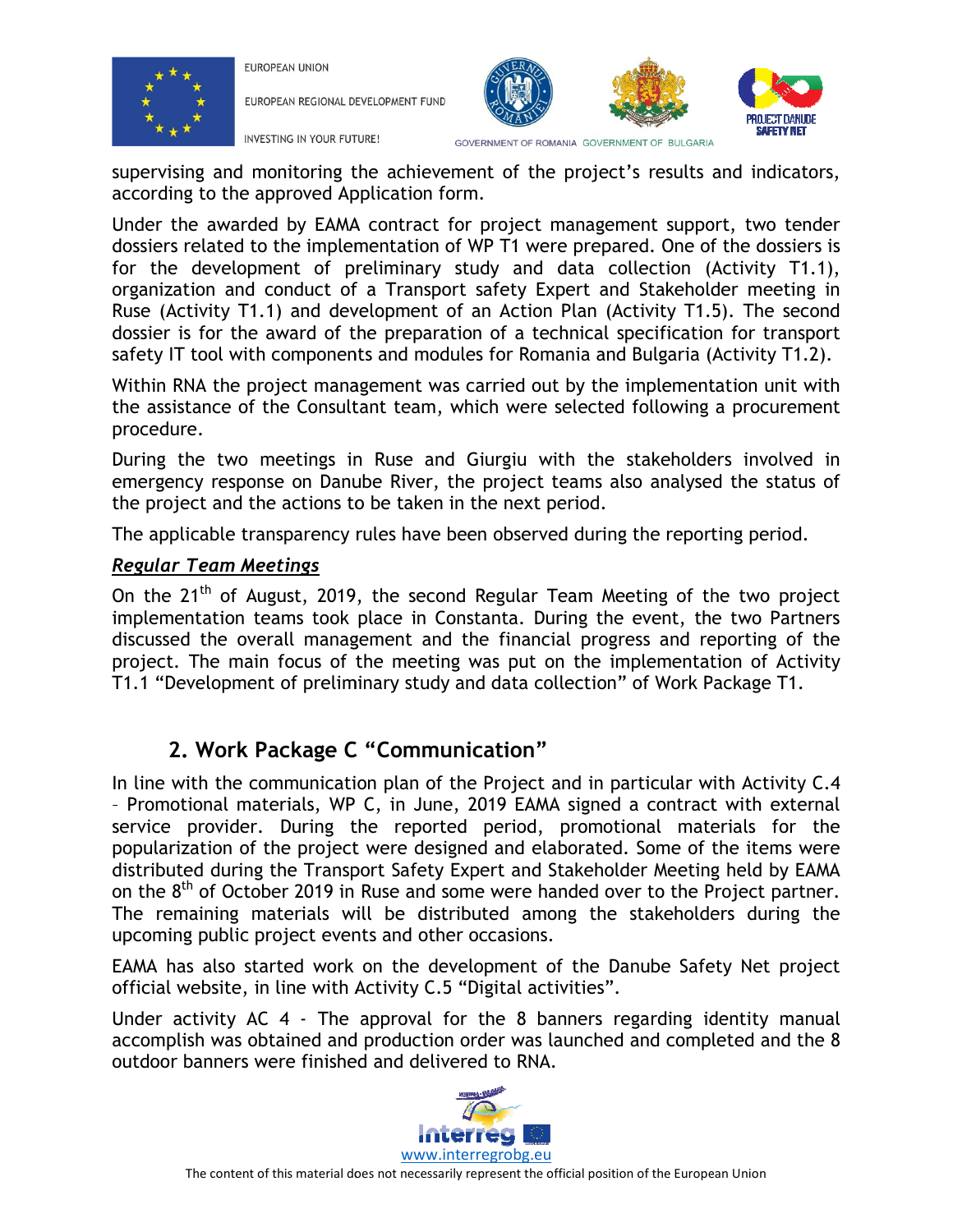supervising and monitoring the achievement of the project's results and indicators, according to the approved Application form.

Under the awarded by EAMA contract for project management support, two tender dossiers related to the implementation of WP T1 were prepared. One of the dossiers is for the development of preliminary study and data collection (Activity T1.1), organization and conduct of a Transport safety Expert and Stakeholder meeting in Ruse (Activity T1.1) and development of an Action Plan (Activity T1.5). The second dossier is for the award of the preparation of a technical specification for transport safety IT tool with components and modules for Romania and Bulgaria (Activity T1.2).

Within RNA the project management was carried out by the implementation unit with the assistance of the Consultant team, which were selected following a procurement procedure.

During the two meetings in Ruse and Giurgiu with the stakeholders involved in emergency response on Danube River, the project teams also analysed the status of the project and the actions to be taken in the next period.

The applicable transparency rules have been observed during the reporting period.

***Regular Team Meetings***

On the 21th of August, 2019, the second Regular Team Meeting of the two project implementation teams took place in Constanta. During the event, the two Partners discussed the overall management and the financial progress and reporting of the project. The main focus of the meeting was put on the implementation of Activity T1.1 "Development of preliminary study and data collection" of Work Package T1.

## 2. Work Package C "Communication"

In line with the communication plan of the Project and in particular with Activity C.4 – Promotional materials, WP C, in June, 2019 EAMA signed a contract with external service provider. During the reported period, promotional materials for the popularization of the project were designed and elaborated. Some of the items were distributed during the Transport Safety Expert and Stakeholder Meeting held by EAMA on the 8th of October 2019 in Ruse and some were handed over to the Project partner. The remaining materials will be distributed among the stakeholders during the upcoming public project events and other occasions.

EAMA has also started work on the development of the Danube Safety Net project official website, in line with Activity C.5 "Digital activities".

Under activity AC 4 - The approval for the 8 banners regarding identity manual accomplish was obtained and production order was launched and completed and the 8 outdoor banners were finished and delivered to RNA.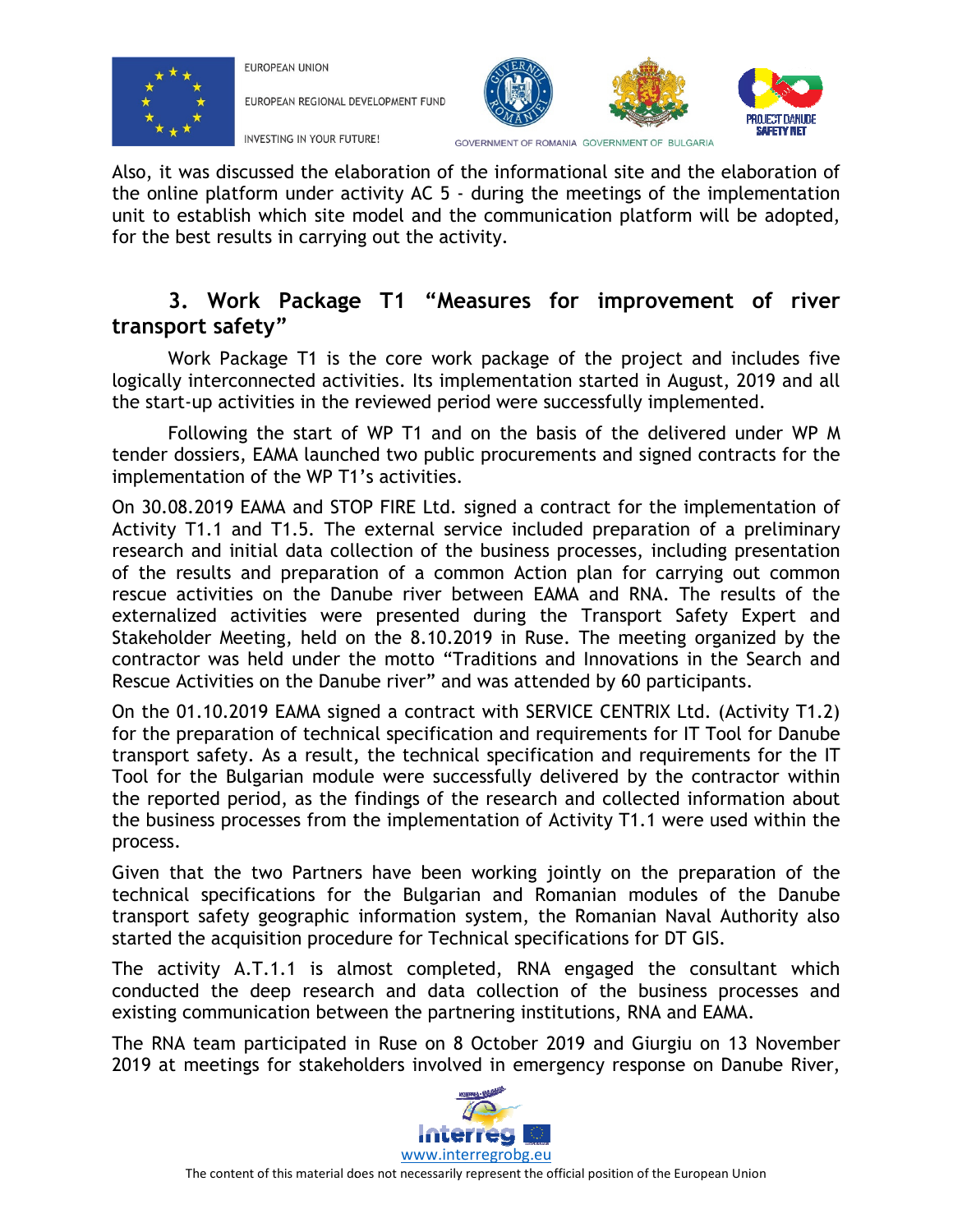Also, it was discussed the elaboration of the informational site and the elaboration of the online platform under activity AC 5 - during the meetings of the implementation unit to establish which site model and the communication platform will be adopted, for the best results in carrying out the activity.

## 3. Work Package T1 "Measures for improvement of river transport safety"

Work Package T1 is the core work package of the project and includes five logically interconnected activities. Its implementation started in August, 2019 and all the start-up activities in the reviewed period were successfully implemented.

Following the start of WP T1 and on the basis of the delivered under WP M tender dossiers, EAMA launched two public procurements and signed contracts for the implementation of the WP T1's activities.

On 30.08.2019 EAMA and STOP FIRE Ltd. signed a contract for the implementation of Activity T1.1 and T1.5. The external service included preparation of a preliminary research and initial data collection of the business processes, including presentation of the results and preparation of a common Action plan for carrying out common rescue activities on the Danube river between EAMA and RNA. The results of the externalized activities were presented during the Transport Safety Expert and Stakeholder Meeting, held on the 8.10.2019 in Ruse. The meeting organized by the contractor was held under the motto "Traditions and Innovations in the Search and Rescue Activities on the Danube river" and was attended by 60 participants.

On the 01.10.2019 EAMA signed a contract with SERVICE CENTRIX Ltd. (Activity T1.2) for the preparation of technical specification and requirements for IT Tool for Danube transport safety. As a result, the technical specification and requirements for the IT Tool for the Bulgarian module were successfully delivered by the contractor within the reported period, as the findings of the research and collected information about the business processes from the implementation of Activity T1.1 were used within the process.

Given that the two Partners have been working jointly on the preparation of the technical specifications for the Bulgarian and Romanian modules of the Danube transport safety geographic information system, the Romanian Naval Authority also started the acquisition procedure for Technical specifications for DT GIS.

The activity A.T.1.1 is almost completed, RNA engaged the consultant which conducted the deep research and data collection of the business processes and existing communication between the partnering institutions, RNA and EAMA.

The RNA team participated in Ruse on 8 October 2019 and Giurgiu on 13 November 2019 at meetings for stakeholders involved in emergency response on Danube River,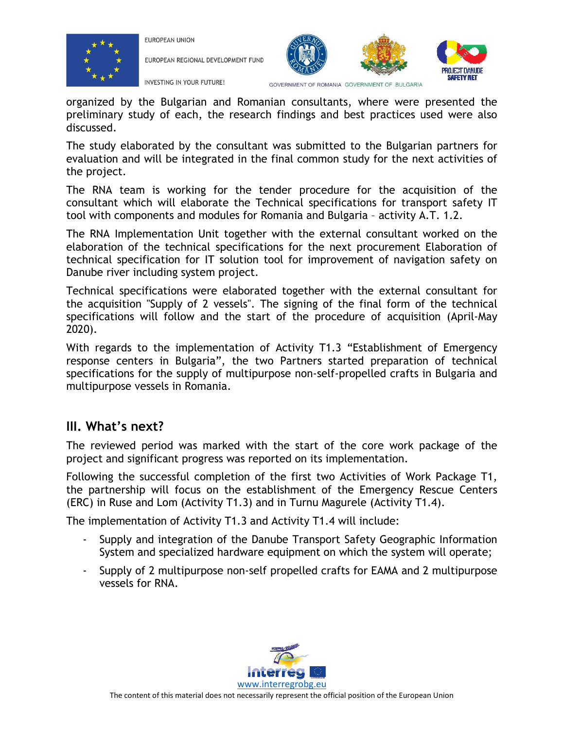organized by the Bulgarian and Romanian consultants, where were presented the preliminary study of each, the research findings and best practices used were also discussed.

The study elaborated by the consultant was submitted to the Bulgarian partners for evaluation and will be integrated in the final common study for the next activities of the project.

The RNA team is working for the tender procedure for the acquisition of the consultant which will elaborate the Technical specifications for transport safety IT tool with components and modules for Romania and Bulgaria – activity A.T. 1.2.

The RNA Implementation Unit together with the external consultant worked on the elaboration of the technical specifications for the next procurement Elaboration of technical specification for IT solution tool for improvement of navigation safety on Danube river including system project.

Technical specifications were elaborated together with the external consultant for the acquisition "Supply of 2 vessels". The signing of the final form of the technical specifications will follow and the start of the procedure of acquisition (April-May 2020).

With regards to the implementation of Activity T1.3 "Establishment of Emergency response centers in Bulgaria", the two Partners started preparation of technical specifications for the supply of multipurpose non-self-propelled crafts in Bulgaria and multipurpose vessels in Romania.

## III. What's next?

The reviewed period was marked with the start of the core work package of the project and significant progress was reported on its implementation.

Following the successful completion of the first two Activities of Work Package T1, the partnership will focus on the establishment of the Emergency Rescue Centers (ERC) in Ruse and Lom (Activity T1.3) and in Turnu Magurele (Activity T1.4).

The implementation of Activity T1.3 and Activity T1.4 will include:

- Supply and integration of the Danube Transport Safety Geographic Information System and specialized hardware equipment on which the system will operate;
- Supply of 2 multipurpose non-self propelled crafts for EAMA and 2 multipurpose vessels for RNA.